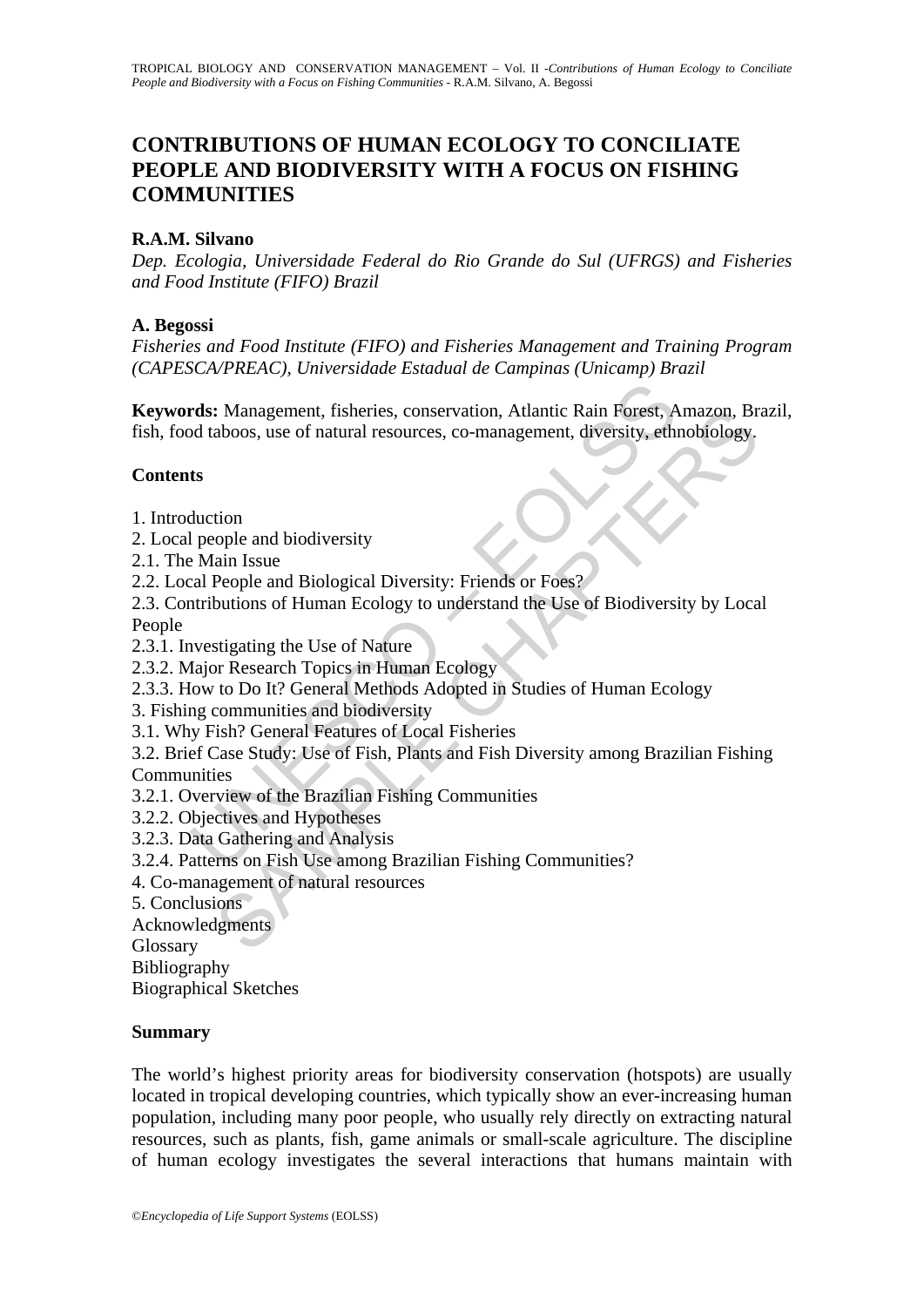# CONTRIBUTIONS OF HUMAN ECOLOGY TO CONCILIATE PEOPLE AND BIODIVERSITY WITH A FOCUS ON FISHING COMMUNITIES

**R.A.M. Silvano**

*Dep. Ecologia, Universidade Federal do Rio Grande do Sul (UFRGS) and Fisheries and Food Institute (FIFO) Brazil*

**A. Begossi**

*Fisheries and Food Institute (FIFO) and Fisheries Management and Training Program (CAPESCA/PREAC), Universidade Estadual de Campinas (Unicamp) Brazil*

**Keywords:** Management, fisheries, conservation, Atlantic Rain Forest, Amazon, Brazil, fish, food taboos, use of natural resources, co-management, diversity, ethnobiology.

## Contents

1. Introduction
2. Local people and biodiversity
2.1. The Main Issue
2.2. Local People and Biological Diversity: Friends or Foes?
2.3. Contributions of Human Ecology to understand the Use of Biodiversity by Local People
2.3.1. Investigating the Use of Nature
2.3.2. Major Research Topics in Human Ecology
2.3.3. How to Do It? General Methods Adopted in Studies of Human Ecology
3. Fishing communities and biodiversity
3.1. Why Fish? General Features of Local Fisheries
3.2. Brief Case Study: Use of Fish, Plants and Fish Diversity among Brazilian Fishing Communities
3.2.1. Overview of the Brazilian Fishing Communities
3.2.2. Objectives and Hypotheses
3.2.3. Data Gathering and Analysis
3.2.4. Patterns on Fish Use among Brazilian Fishing Communities?
4. Co-management of natural resources
5. Conclusions
Acknowledgments
Glossary
Bibliography
Biographical Sketches

## Summary

The world's highest priority areas for biodiversity conservation (hotspots) are usually located in tropical developing countries, which typically show an ever-increasing human population, including many poor people, who usually rely directly on extracting natural resources, such as plants, fish, game animals or small-scale agriculture. The discipline of human ecology investigates the several interactions that humans maintain with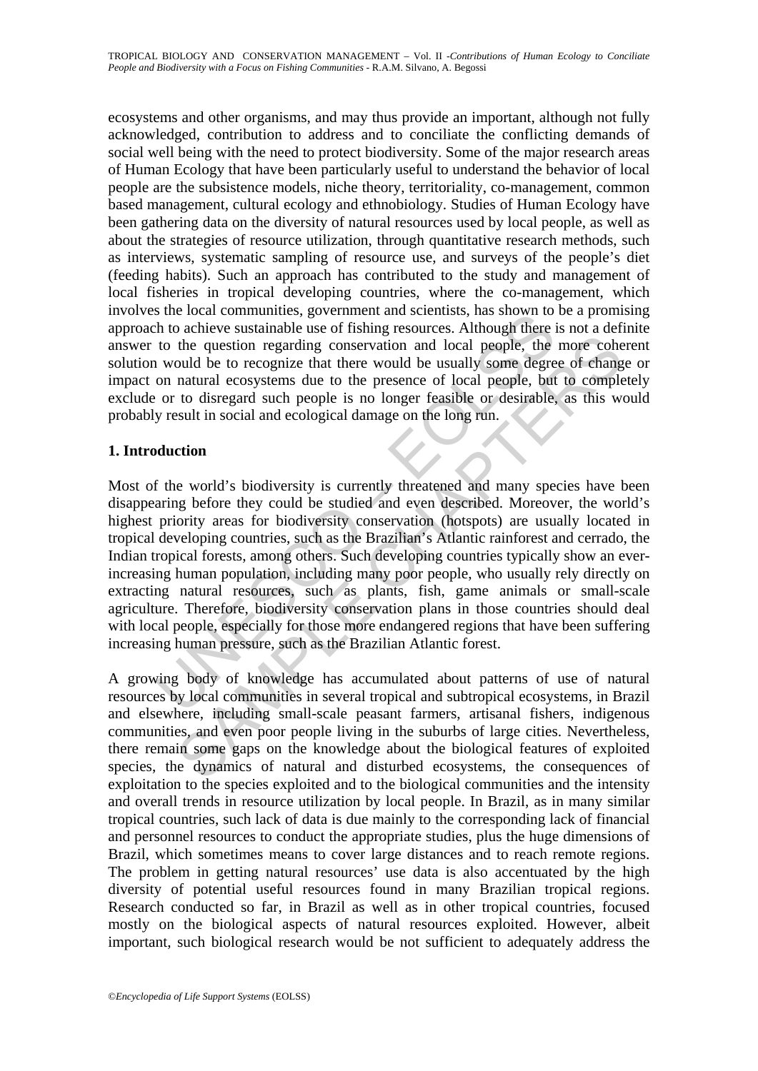ecosystems and other organisms, and may thus provide an important, although not fully acknowledged, contribution to address and to conciliate the conflicting demands of social well being with the need to protect biodiversity. Some of the major research areas of Human Ecology that have been particularly useful to understand the behavior of local people are the subsistence models, niche theory, territoriality, co-management, common based management, cultural ecology and ethnobiology. Studies of Human Ecology have been gathering data on the diversity of natural resources used by local people, as well as about the strategies of resource utilization, through quantitative research methods, such as interviews, systematic sampling of resource use, and surveys of the people's diet (feeding habits). Such an approach has contributed to the study and management of local fisheries in tropical developing countries, where the co-management, which involves the local communities, government and scientists, has shown to be a promising approach to achieve sustainable use of fishing resources. Although there is not a definite answer to the question regarding conservation and local people, the more coherent solution would be to recognize that there would be usually some degree of change or impact on natural ecosystems due to the presence of local people, but to completely exclude or to disregard such people is no longer feasible or desirable, as this would probably result in social and ecological damage on the long run.

## 1. Introduction

Most of the world's biodiversity is currently threatened and many species have been disappearing before they could be studied and even described. Moreover, the world's highest priority areas for biodiversity conservation (hotspots) are usually located in tropical developing countries, such as the Brazilian's Atlantic rainforest and cerrado, the Indian tropical forests, among others. Such developing countries typically show an ever-increasing human population, including many poor people, who usually rely directly on extracting natural resources, such as plants, fish, game animals or small-scale agriculture. Therefore, biodiversity conservation plans in those countries should deal with local people, especially for those more endangered regions that have been suffering increasing human pressure, such as the Brazilian Atlantic forest.

A growing body of knowledge has accumulated about patterns of use of natural resources by local communities in several tropical and subtropical ecosystems, in Brazil and elsewhere, including small-scale peasant farmers, artisanal fishers, indigenous communities, and even poor people living in the suburbs of large cities. Nevertheless, there remain some gaps on the knowledge about the biological features of exploited species, the dynamics of natural and disturbed ecosystems, the consequences of exploitation to the species exploited and to the biological communities and the intensity and overall trends in resource utilization by local people. In Brazil, as in many similar tropical countries, such lack of data is due mainly to the corresponding lack of financial and personnel resources to conduct the appropriate studies, plus the huge dimensions of Brazil, which sometimes means to cover large distances and to reach remote regions. The problem in getting natural resources' use data is also accentuated by the high diversity of potential useful resources found in many Brazilian tropical regions. Research conducted so far, in Brazil as well as in other tropical countries, focused mostly on the biological aspects of natural resources exploited. However, albeit important, such biological research would be not sufficient to adequately address the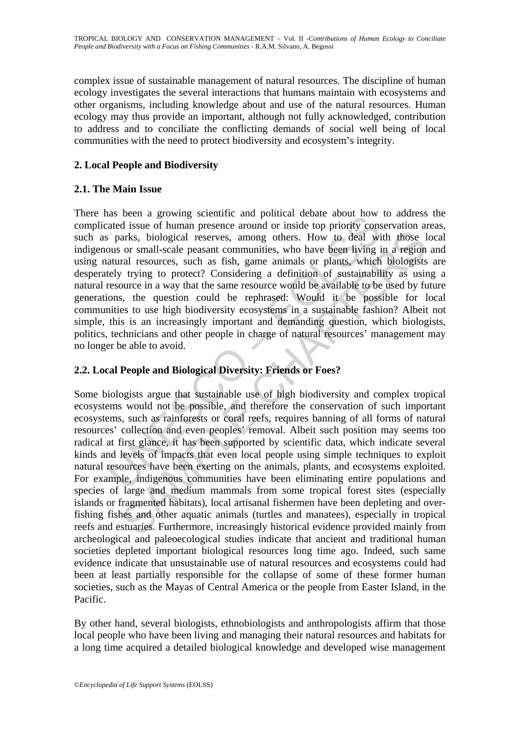complex issue of sustainable management of natural resources. The discipline of human ecology investigates the several interactions that humans maintain with ecosystems and other organisms, including knowledge about and use of the natural resources. Human ecology may thus provide an important, although not fully acknowledged, contribution to address and to conciliate the conflicting demands of social well being of local communities with the need to protect biodiversity and ecosystem's integrity.

## 2. Local People and Biodiversity

### 2.1. The Main Issue

There has been a growing scientific and political debate about how to address the complicated issue of human presence around or inside top priority conservation areas, such as parks, biological reserves, among others. How to deal with those local indigenous or small-scale peasant communities, who have been living in a region and using natural resources, such as fish, game animals or plants, which biologists are desperately trying to protect? Considering a definition of sustainability as using a natural resource in a way that the same resource would be available to be used by future generations, the question could be rephrased: Would it be possible for local communities to use high biodiversity ecosystems in a sustainable fashion? Albeit not simple, this is an increasingly important and demanding question, which biologists, politics, technicians and other people in charge of natural resources' management may no longer be able to avoid.

### 2.2. Local People and Biological Diversity: Friends or Foes?

Some biologists argue that sustainable use of high biodiversity and complex tropical ecosystems would not be possible, and therefore the conservation of such important ecosystems, such as rainforests or coral reefs, requires banning of all forms of natural resources' collection and even peoples' removal. Albeit such position may seems too radical at first glance, it has been supported by scientific data, which indicate several kinds and levels of impacts that even local people using simple techniques to exploit natural resources have been exerting on the animals, plants, and ecosystems exploited. For example, indigenous communities have been eliminating entire populations and species of large and medium mammals from some tropical forest sites (especially islands or fragmented habitats), local artisanal fishermen have been depleting and over-fishing fishes and other aquatic animals (turtles and manatees), especially in tropical reefs and estuaries. Furthermore, increasingly historical evidence provided mainly from archeological and paleoecological studies indicate that ancient and traditional human societies depleted important biological resources long time ago. Indeed, such same evidence indicate that unsustainable use of natural resources and ecosystems could had been at least partially responsible for the collapse of some of these former human societies, such as the Mayas of Central America or the people from Easter Island, in the Pacific.

By other hand, several biologists, ethnobiologists and anthropologists affirm that those local people who have been living and managing their natural resources and habitats for a long time acquired a detailed biological knowledge and developed wise management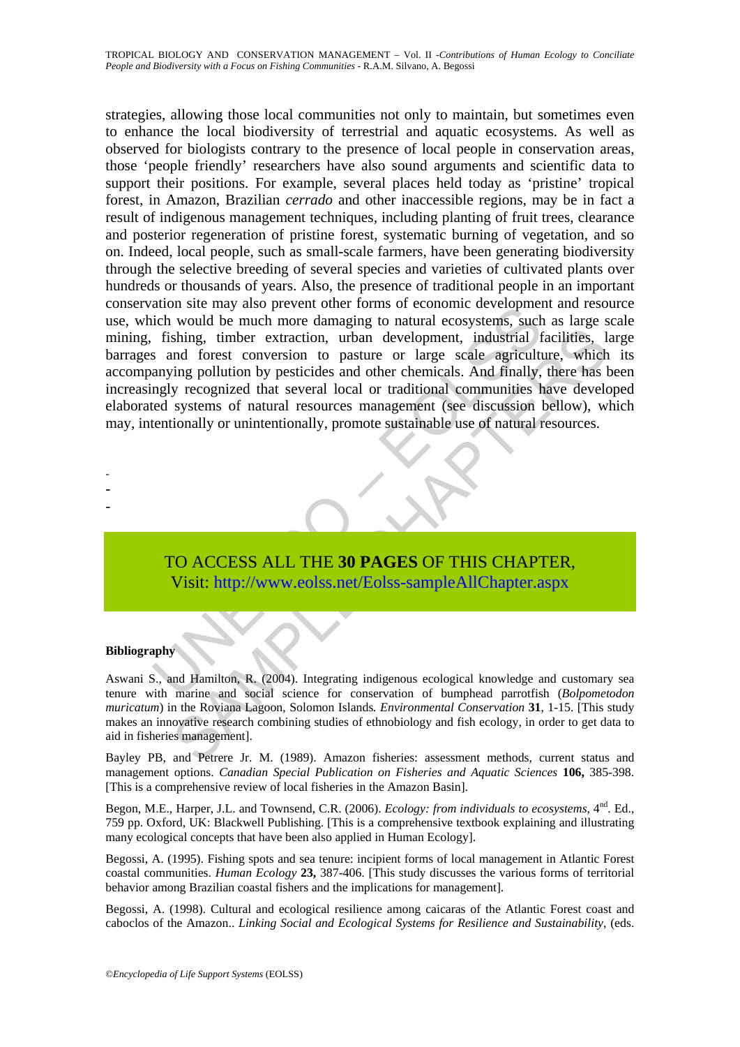strategies, allowing those local communities not only to maintain, but sometimes even to enhance the local biodiversity of terrestrial and aquatic ecosystems. As well as observed for biologists contrary to the presence of local people in conservation areas, those 'people friendly' researchers have also sound arguments and scientific data to support their positions. For example, several places held today as 'pristine' tropical forest, in Amazon, Brazilian *cerrado* and other inaccessible regions, may be in fact a result of indigenous management techniques, including planting of fruit trees, clearance and posterior regeneration of pristine forest, systematic burning of vegetation, and so on. Indeed, local people, such as small-scale farmers, have been generating biodiversity through the selective breeding of several species and varieties of cultivated plants over hundreds or thousands of years. Also, the presence of traditional people in an important conservation site may also prevent other forms of economic development and resource use, which would be much more damaging to natural ecosystems, such as large scale mining, fishing, timber extraction, urban development, industrial facilities, large barrages and forest conversion to pasture or large scale agriculture, which its accompanying pollution by pesticides and other chemicals. And finally, there has been increasingly recognized that several local or traditional communities have developed elaborated systems of natural resources management (see discussion bellow), which may, intentionally or unintentionally, promote sustainable use of natural resources.

-
-
-

TO ACCESS ALL THE **30 PAGES** OF THIS CHAPTER,
Visit: http://www.eolss.net/Eolss-sampleAllChapter.aspx

**Bibliography**

Aswani S., and Hamilton, R. (2004). Integrating indigenous ecological knowledge and customary sea tenure with marine and social science for conservation of bumphead parrotfish (*Bolpometodon muricatum*) in the Roviana Lagoon, Solomon Islands. *Environmental Conservation* **31**, 1-15. [This study makes an innovative research combining studies of ethnobiology and fish ecology, in order to get data to aid in fisheries management].

Bayley PB, and Petrere Jr. M. (1989). Amazon fisheries: assessment methods, current status and management options. *Canadian Special Publication on Fisheries and Aquatic Sciences* **106,** 385-398. [This is a comprehensive review of local fisheries in the Amazon Basin].

Begon, M.E., Harper, J.L. and Townsend, C.R. (2006). *Ecology: from individuals to ecosystems*, 4[nd]. Ed., 759 pp. Oxford, UK: Blackwell Publishing. [This is a comprehensive textbook explaining and illustrating many ecological concepts that have been also applied in Human Ecology].

Begossi, A. (1995). Fishing spots and sea tenure: incipient forms of local management in Atlantic Forest coastal communities. *Human Ecology* **23,** 387-406. [This study discusses the various forms of territorial behavior among Brazilian coastal fishers and the implications for management].

Begossi, A. (1998). Cultural and ecological resilience among caicaras of the Atlantic Forest coast and caboclos of the Amazon.. *Linking Social and Ecological Systems for Resilience and Sustainability*, (eds.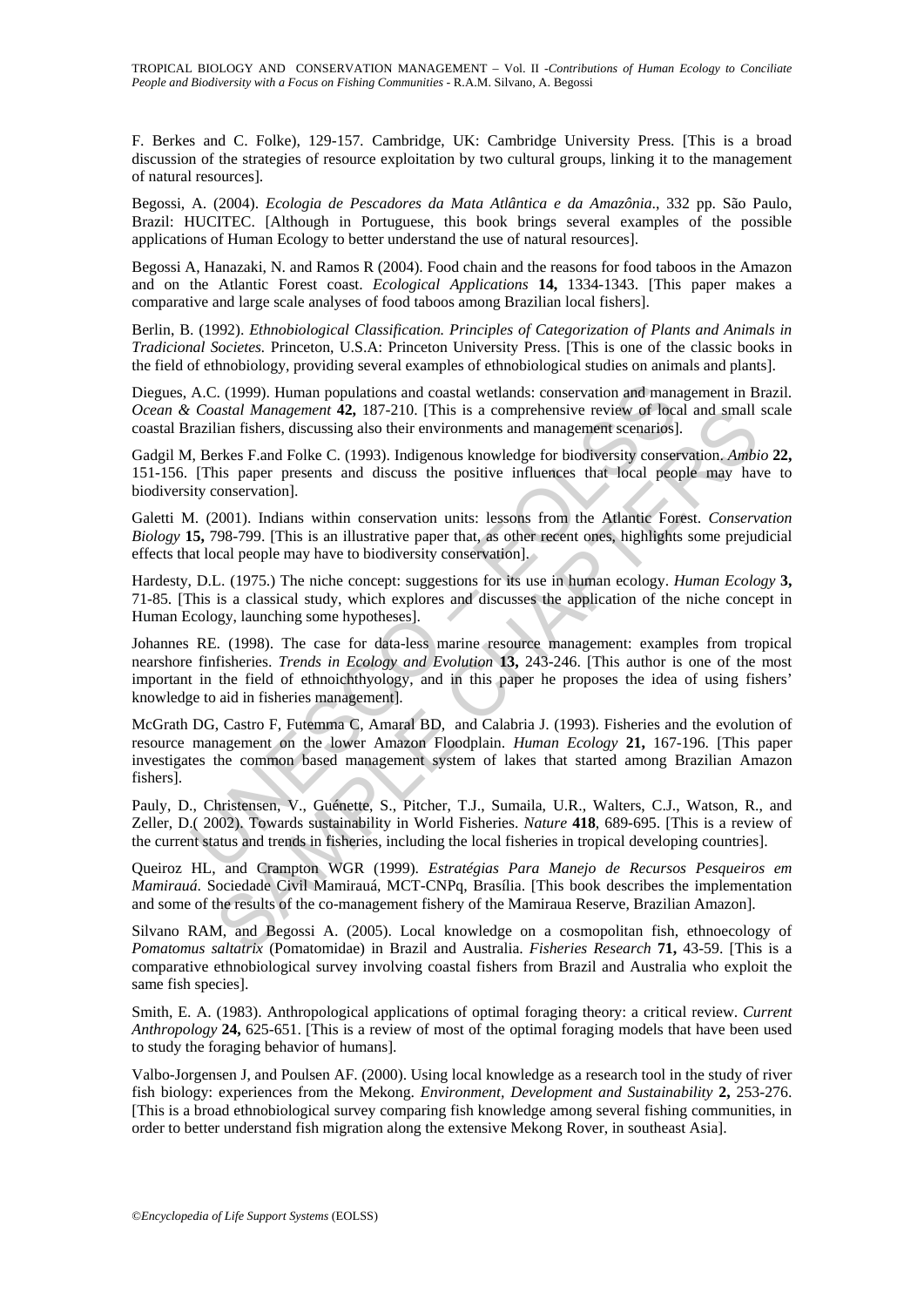F. Berkes and C. Folke), 129-157. Cambridge, UK: Cambridge University Press. [This is a broad discussion of the strategies of resource exploitation by two cultural groups, linking it to the management of natural resources].

Begossi, A. (2004). *Ecologia de Pescadores da Mata Atlântica e da Amazônia*., 332 pp. São Paulo, Brazil: HUCITEC. [Although in Portuguese, this book brings several examples of the possible applications of Human Ecology to better understand the use of natural resources].

Begossi A, Hanazaki, N. and Ramos R (2004). Food chain and the reasons for food taboos in the Amazon and on the Atlantic Forest coast. *Ecological Applications* **14,** 1334-1343. [This paper makes a comparative and large scale analyses of food taboos among Brazilian local fishers].

Berlin, B. (1992). *Ethnobiological Classification. Principles of Categorization of Plants and Animals in Tradicional Societes.* Princeton, U.S.A: Princeton University Press. [This is one of the classic books in the field of ethnobiology, providing several examples of ethnobiological studies on animals and plants].

Diegues, A.C. (1999). Human populations and coastal wetlands: conservation and management in Brazil. *Ocean & Coastal Management* **42,** 187-210. [This is a comprehensive review of local and small scale coastal Brazilian fishers, discussing also their environments and management scenarios].

Gadgil M, Berkes F.and Folke C. (1993). Indigenous knowledge for biodiversity conservation. *Ambio* **22,** 151-156. [This paper presents and discuss the positive influences that local people may have to biodiversity conservation].

Galetti M. (2001). Indians within conservation units: lessons from the Atlantic Forest. *Conservation Biology* **15,** 798-799. [This is an illustrative paper that, as other recent ones, highlights some prejudicial effects that local people may have to biodiversity conservation].

Hardesty, D.L. (1975.) The niche concept: suggestions for its use in human ecology. *Human Ecology* **3,** 71-85. [This is a classical study, which explores and discusses the application of the niche concept in Human Ecology, launching some hypotheses].

Johannes RE. (1998). The case for data-less marine resource management: examples from tropical nearshore finfisheries. *Trends in Ecology and Evolution* **13,** 243-246. [This author is one of the most important in the field of ethnoichthyology, and in this paper he proposes the idea of using fishers' knowledge to aid in fisheries management].

McGrath DG, Castro F, Futemma C, Amaral BD, and Calabria J. (1993). Fisheries and the evolution of resource management on the lower Amazon Floodplain. *Human Ecology* **21,** 167-196. [This paper investigates the common based management system of lakes that started among Brazilian Amazon fishers].

Pauly, D., Christensen, V., Guénette, S., Pitcher, T.J., Sumaila, U.R., Walters, C.J., Watson, R., and Zeller, D.( 2002). Towards sustainability in World Fisheries. *Nature* **418**, 689-695. [This is a review of the current status and trends in fisheries, including the local fisheries in tropical developing countries].

Queiroz HL, and Crampton WGR (1999). *Estratégias Para Manejo de Recursos Pesqueiros em Mamirauá.* Sociedade Civil Mamirauá, MCT-CNPq, Brasília. [This book describes the implementation and some of the results of the co-management fishery of the Mamiraua Reserve, Brazilian Amazon].

Silvano RAM, and Begossi A. (2005). Local knowledge on a cosmopolitan fish, ethnoecology of *Pomatomus saltatrix* (Pomatomidae) in Brazil and Australia. *Fisheries Research* **71,** 43-59. [This is a comparative ethnobiological survey involving coastal fishers from Brazil and Australia who exploit the same fish species].

Smith, E. A. (1983). Anthropological applications of optimal foraging theory: a critical review. *Current Anthropology* **24,** 625-651. [This is a review of most of the optimal foraging models that have been used to study the foraging behavior of humans].

Valbo-Jorgensen J, and Poulsen AF. (2000). Using local knowledge as a research tool in the study of river fish biology: experiences from the Mekong. *Environment, Development and Sustainability* **2,** 253-276. [This is a broad ethnobiological survey comparing fish knowledge among several fishing communities, in order to better understand fish migration along the extensive Mekong Rover, in southeast Asia].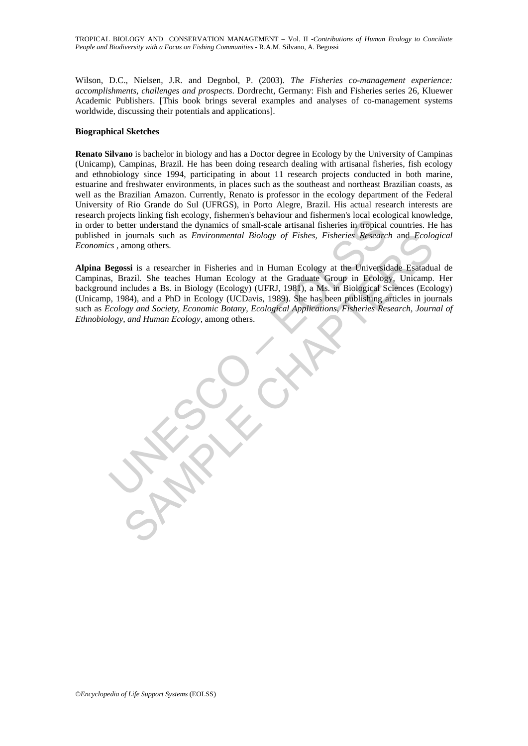Wilson, D.C., Nielsen, J.R. and Degnbol, P. (2003). *The Fisheries co-management experience: accomplishments, challenges and prospects*. Dordrecht, Germany: Fish and Fisheries series 26, Kluewer Academic Publishers. [This book brings several examples and analyses of co-management systems worldwide, discussing their potentials and applications].

**Biographical Sketches**

**Renato Silvano** is bachelor in biology and has a Doctor degree in Ecology by the University of Campinas (Unicamp), Campinas, Brazil. He has been doing research dealing with artisanal fisheries, fish ecology and ethnobiology since 1994, participating in about 11 research projects conducted in both marine, estuarine and freshwater environments, in places such as the southeast and northeast Brazilian coasts, as well as the Brazilian Amazon. Currently, Renato is professor in the ecology department of the Federal University of Rio Grande do Sul (UFRGS), in Porto Alegre, Brazil. His actual research interests are research projects linking fish ecology, fishermen's behaviour and fishermen's local ecological knowledge, in order to better understand the dynamics of small-scale artisanal fisheries in tropical countries. He has published in journals such as *Environmental Biology of Fishes, Fisheries Research* and *Ecological Economics* , among others.

**Alpina Begossi** is a researcher in Fisheries and in Human Ecology at the Universidade Esatadual de Campinas, Brazil. She teaches Human Ecology at the Graduate Group in Ecology, Unicamp. Her background includes a Bs. in Biology (Ecology) (UFRJ, 1981), a Ms. in Biological Sciences (Ecology) (Unicamp, 1984), and a PhD in Ecology (UCDavis, 1989). She has been publishing articles in journals such as *Ecology and Society, Economic Botany, Ecological Applications, Fisheries Research, Journal of Ethnobiology, and Human Ecology*, among others.